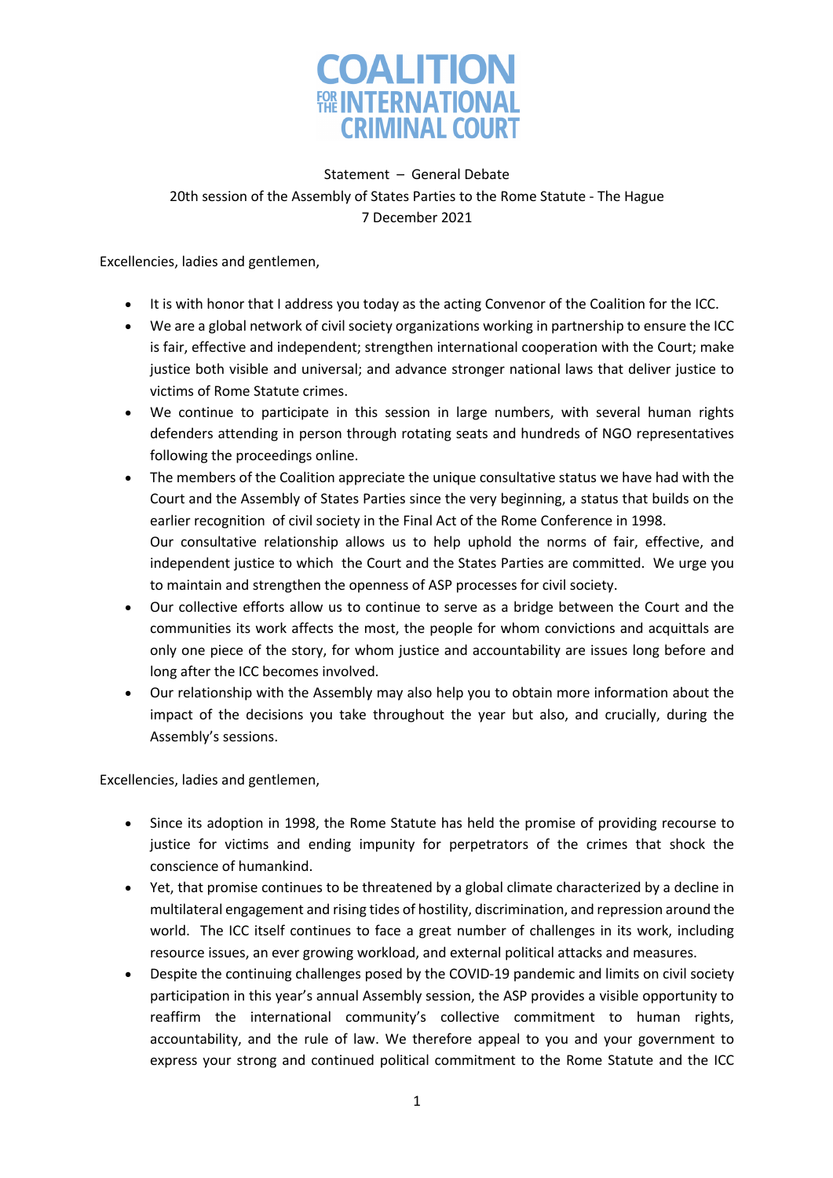# COALITION FOR THE INTERNATIONAL CRIMINAL COURT

Statement – General Debate
20th session of the Assembly of States Parties to the Rome Statute - The Hague
7 December 2021

Excellencies, ladies and gentlemen,

- It is with honor that I address you today as the acting Convenor of the Coalition for the ICC.
- We are a global network of civil society organizations working in partnership to ensure the ICC is fair, effective and independent; strengthen international cooperation with the Court; make justice both visible and universal; and advance stronger national laws that deliver justice to victims of Rome Statute crimes.
- We continue to participate in this session in large numbers, with several human rights defenders attending in person through rotating seats and hundreds of NGO representatives following the proceedings online.
- The members of the Coalition appreciate the unique consultative status we have had with the Court and the Assembly of States Parties since the very beginning, a status that builds on the earlier recognition of civil society in the Final Act of the Rome Conference in 1998.
  Our consultative relationship allows us to help uphold the norms of fair, effective, and independent justice to which the Court and the States Parties are committed. We urge you to maintain and strengthen the openness of ASP processes for civil society.
- Our collective efforts allow us to continue to serve as a bridge between the Court and the communities its work affects the most, the people for whom convictions and acquittals are only one piece of the story, for whom justice and accountability are issues long before and long after the ICC becomes involved.
- Our relationship with the Assembly may also help you to obtain more information about the impact of the decisions you take throughout the year but also, and crucially, during the Assembly's sessions.

Excellencies, ladies and gentlemen,

- Since its adoption in 1998, the Rome Statute has held the promise of providing recourse to justice for victims and ending impunity for perpetrators of the crimes that shock the conscience of humankind.
- Yet, that promise continues to be threatened by a global climate characterized by a decline in multilateral engagement and rising tides of hostility, discrimination, and repression around the world. The ICC itself continues to face a great number of challenges in its work, including resource issues, an ever growing workload, and external political attacks and measures.
- Despite the continuing challenges posed by the COVID-19 pandemic and limits on civil society participation in this year's annual Assembly session, the ASP provides a visible opportunity to reaffirm the international community's collective commitment to human rights, accountability, and the rule of law. We therefore appeal to you and your government to express your strong and continued political commitment to the Rome Statute and the ICC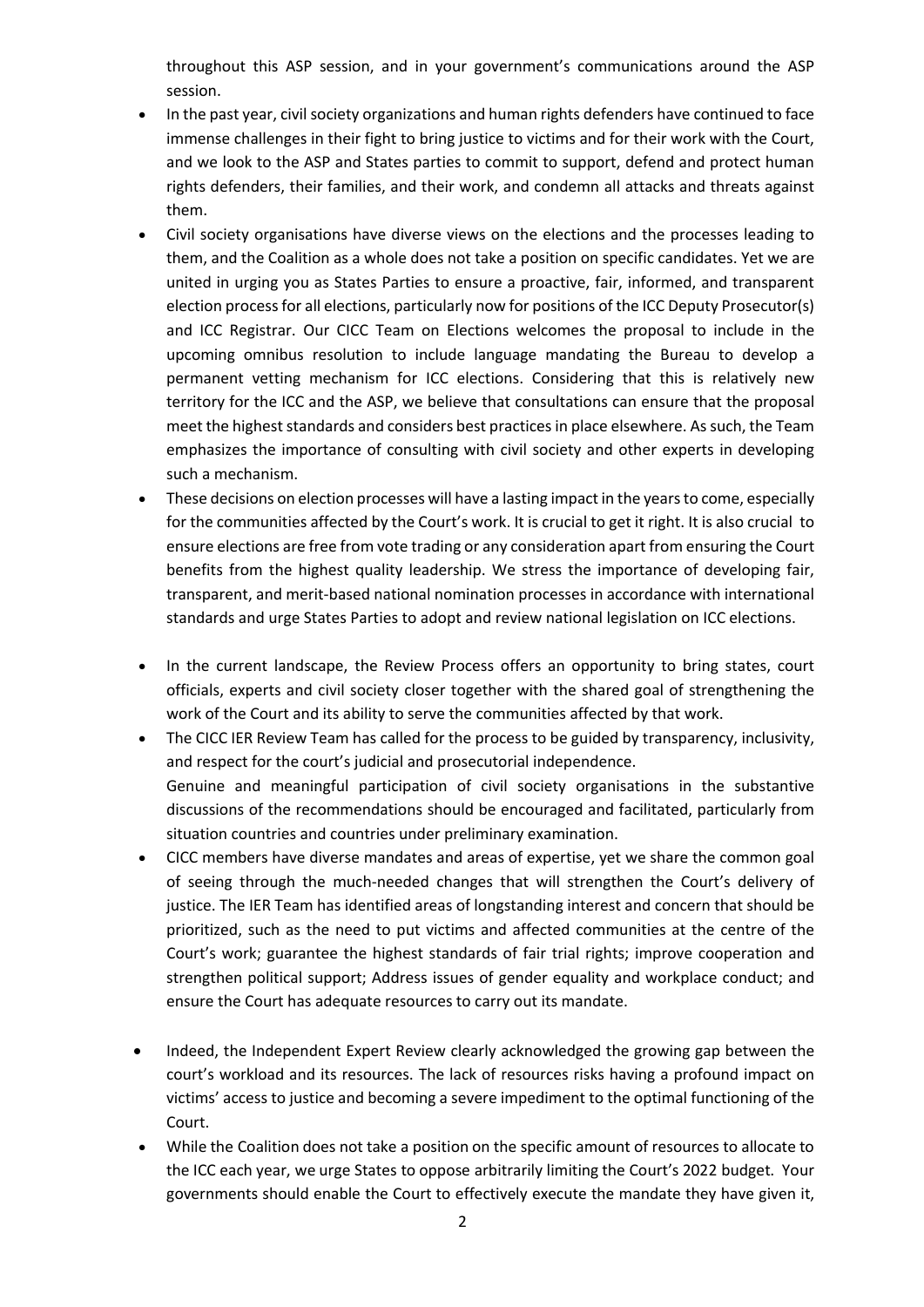throughout this ASP session, and in your government's communications around the ASP session.

- In the past year, civil society organizations and human rights defenders have continued to face immense challenges in their fight to bring justice to victims and for their work with the Court, and we look to the ASP and States parties to commit to support, defend and protect human rights defenders, their families, and their work, and condemn all attacks and threats against them.
- Civil society organisations have diverse views on the elections and the processes leading to them, and the Coalition as a whole does not take a position on specific candidates. Yet we are united in urging you as States Parties to ensure a proactive, fair, informed, and transparent election process for all elections, particularly now for positions of the ICC Deputy Prosecutor(s) and ICC Registrar. Our CICC Team on Elections welcomes the proposal to include in the upcoming omnibus resolution to include language mandating the Bureau to develop a permanent vetting mechanism for ICC elections. Considering that this is relatively new territory for the ICC and the ASP, we believe that consultations can ensure that the proposal meet the highest standards and considers best practices in place elsewhere. As such, the Team emphasizes the importance of consulting with civil society and other experts in developing such a mechanism.
- These decisions on election processes will have a lasting impact in the years to come, especially for the communities affected by the Court's work. It is crucial to get it right. It is also crucial to ensure elections are free from vote trading or any consideration apart from ensuring the Court benefits from the highest quality leadership. We stress the importance of developing fair, transparent, and merit-based national nomination processes in accordance with international standards and urge States Parties to adopt and review national legislation on ICC elections.
- In the current landscape, the Review Process offers an opportunity to bring states, court officials, experts and civil society closer together with the shared goal of strengthening the work of the Court and its ability to serve the communities affected by that work.
- The CICC IER Review Team has called for the process to be guided by transparency, inclusivity, and respect for the court's judicial and prosecutorial independence.
  Genuine and meaningful participation of civil society organisations in the substantive discussions of the recommendations should be encouraged and facilitated, particularly from situation countries and countries under preliminary examination.
- CICC members have diverse mandates and areas of expertise, yet we share the common goal of seeing through the much-needed changes that will strengthen the Court's delivery of justice. The IER Team has identified areas of longstanding interest and concern that should be prioritized, such as the need to put victims and affected communities at the centre of the Court's work; guarantee the highest standards of fair trial rights; improve cooperation and strengthen political support; Address issues of gender equality and workplace conduct; and ensure the Court has adequate resources to carry out its mandate.
- Indeed, the Independent Expert Review clearly acknowledged the growing gap between the court's workload and its resources. The lack of resources risks having a profound impact on victims' access to justice and becoming a severe impediment to the optimal functioning of the Court.
- While the Coalition does not take a position on the specific amount of resources to allocate to the ICC each year, we urge States to oppose arbitrarily limiting the Court's 2022 budget. Your governments should enable the Court to effectively execute the mandate they have given it,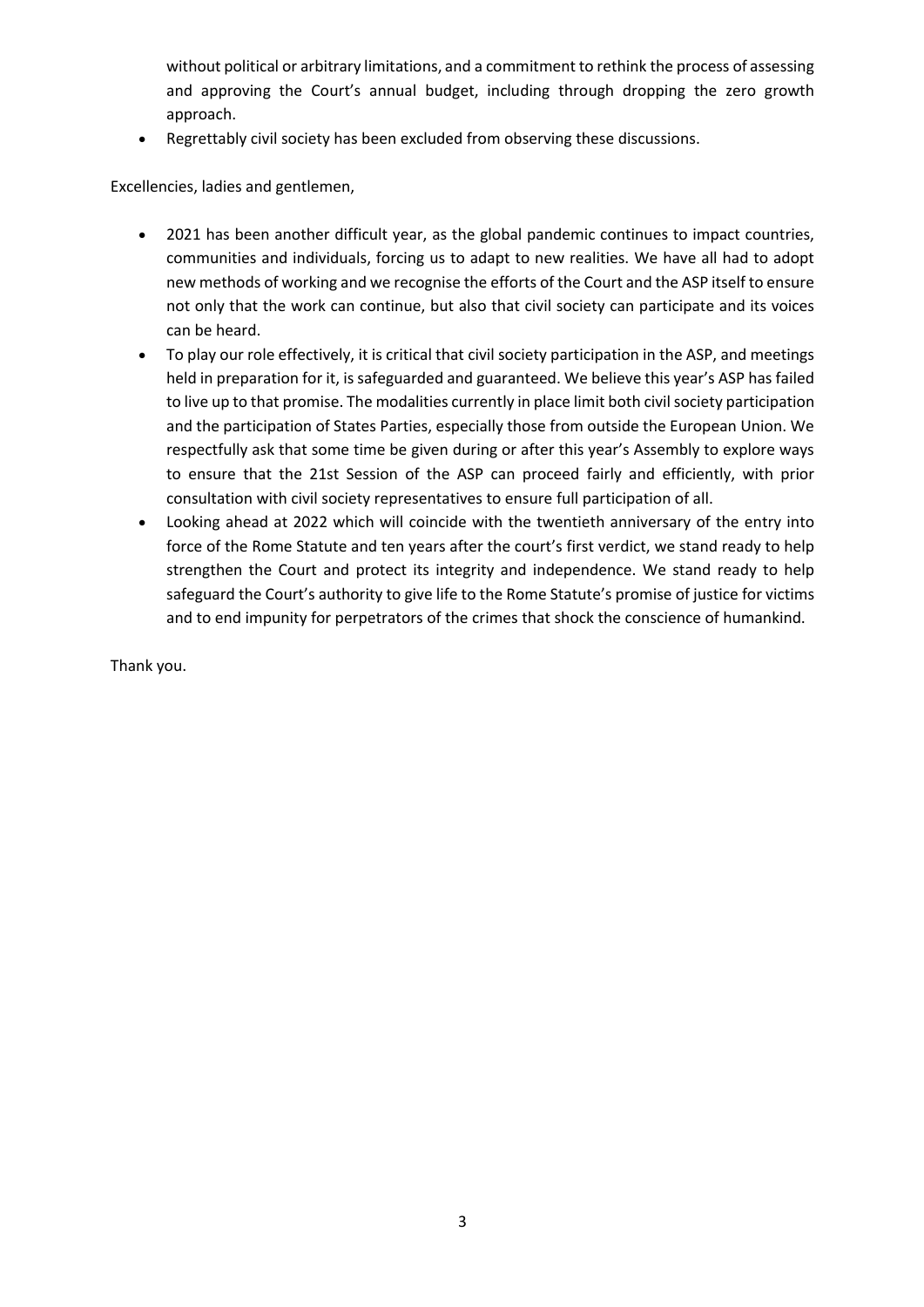without political or arbitrary limitations, and a commitment to rethink the process of assessing and approving the Court's annual budget, including through dropping the zero growth approach.

- Regrettably civil society has been excluded from observing these discussions.

Excellencies, ladies and gentlemen,

- 2021 has been another difficult year, as the global pandemic continues to impact countries, communities and individuals, forcing us to adapt to new realities. We have all had to adopt new methods of working and we recognise the efforts of the Court and the ASP itself to ensure not only that the work can continue, but also that civil society can participate and its voices can be heard.
- To play our role effectively, it is critical that civil society participation in the ASP, and meetings held in preparation for it, is safeguarded and guaranteed. We believe this year's ASP has failed to live up to that promise. The modalities currently in place limit both civil society participation and the participation of States Parties, especially those from outside the European Union. We respectfully ask that some time be given during or after this year's Assembly to explore ways to ensure that the 21st Session of the ASP can proceed fairly and efficiently, with prior consultation with civil society representatives to ensure full participation of all.
- Looking ahead at 2022 which will coincide with the twentieth anniversary of the entry into force of the Rome Statute and ten years after the court's first verdict, we stand ready to help strengthen the Court and protect its integrity and independence. We stand ready to help safeguard the Court's authority to give life to the Rome Statute's promise of justice for victims and to end impunity for perpetrators of the crimes that shock the conscience of humankind.

Thank you.